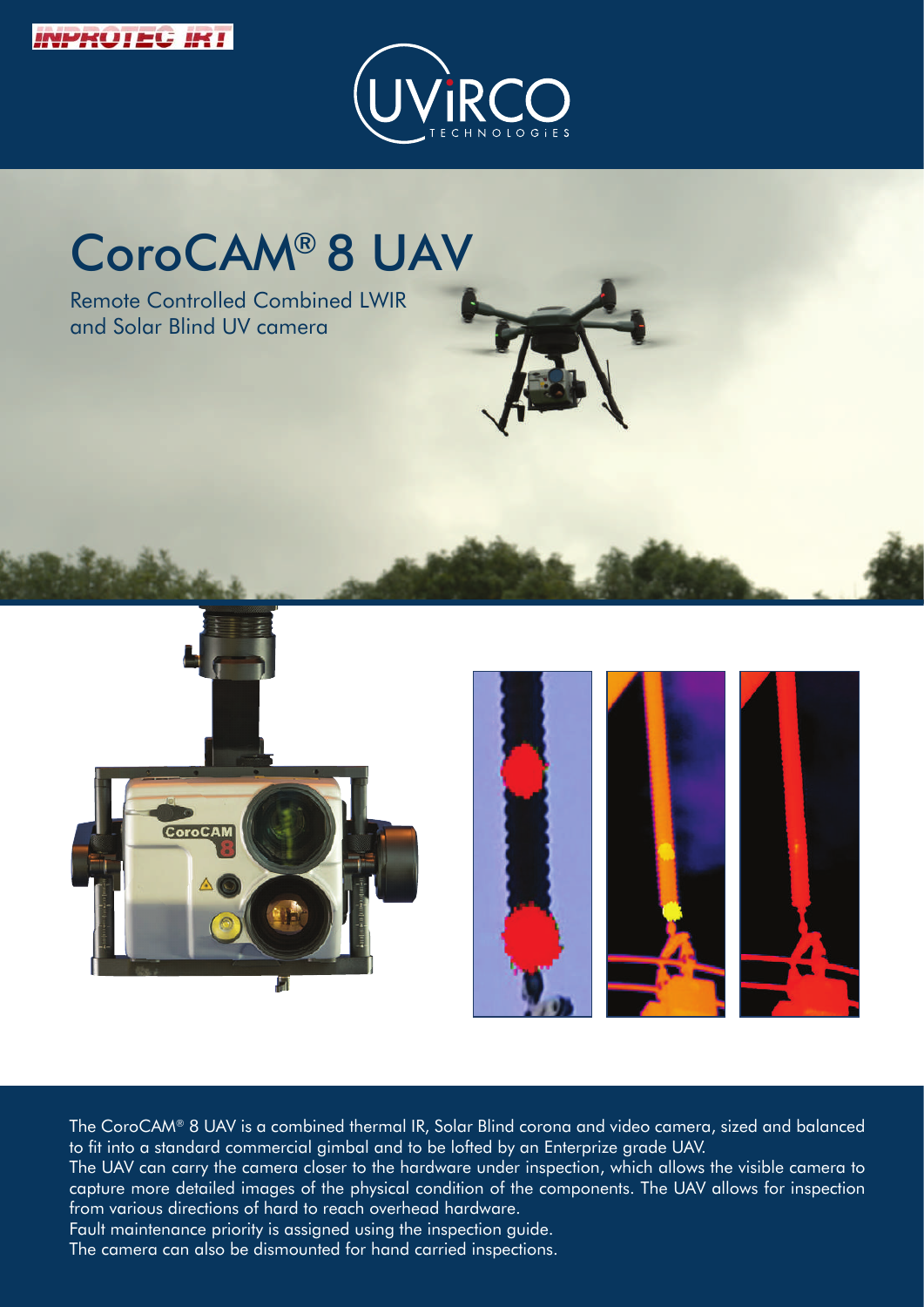# CoroCAM® 8 UAV

Remote Controlled Combined LWIR and Solar Blind UV camera

The CoroCAM® 8 UAV is a combined thermal IR, Solar Blind corona and video camera, sized and balanced to fit into a standard commercial gimbal and to be lofted by an Enterprize grade UAV.

The UAV can carry the camera closer to the hardware under inspection, which allows the visible camera to capture more detailed images of the physical condition of the components. The UAV allows for inspection from various directions of hard to reach overhead hardware.

Fault maintenance priority is assigned using the inspection guide.

The camera can also be dismounted for hand carried inspections.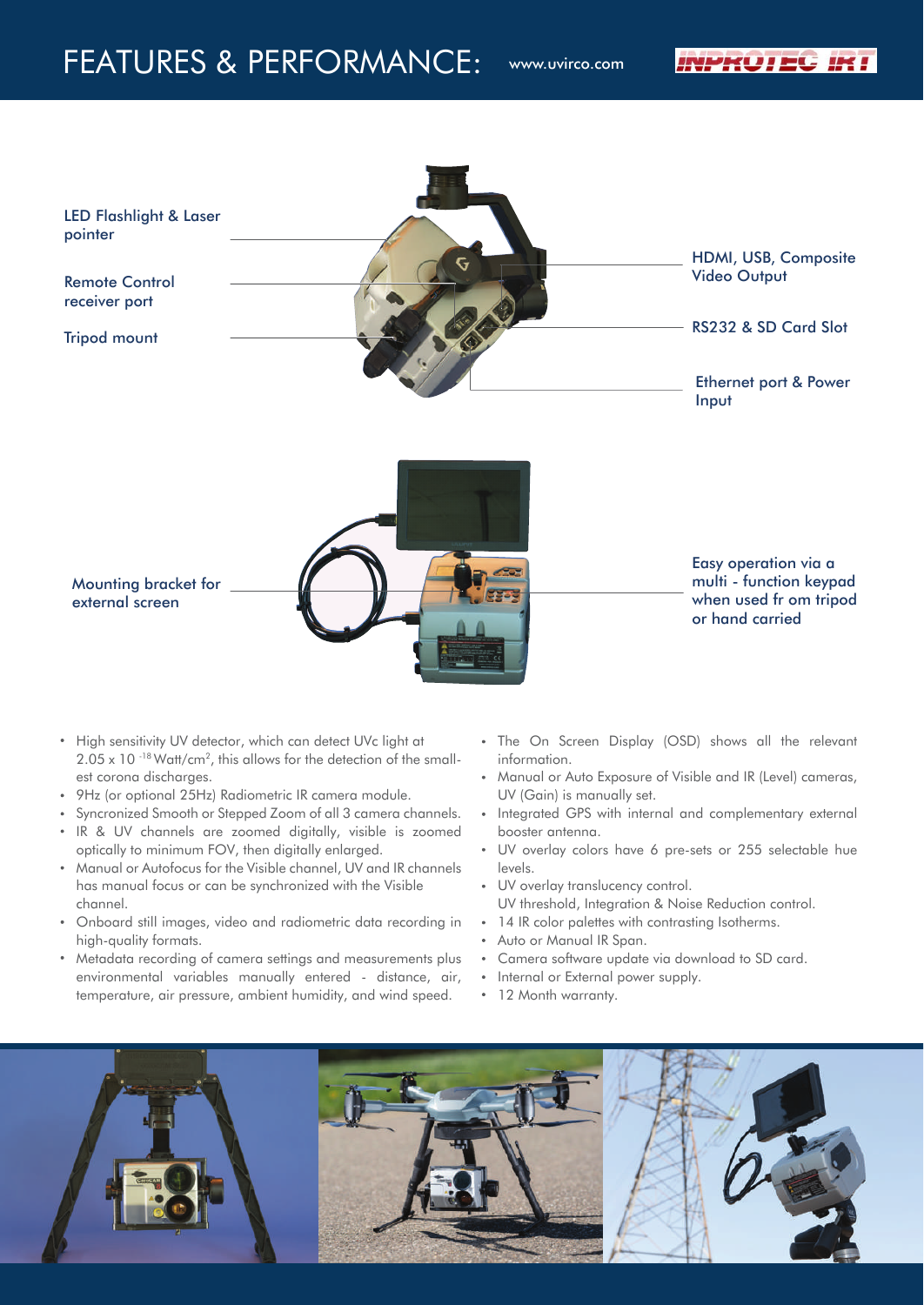# FEATURES & PERFORMANCE:

www.uvirco.com

LED Flashlight & Laser pointer

Remote Control receiver port

Tripod mount

HDMI, USB, Composite Video Output

RS232 & SD Card Slot

Ethernet port & Power Input

Mounting bracket for external screen

Easy operation via a multi - function keypad when used fr om tripod or hand carried

- High sensitivity UV detector, which can detect UVc light at 2.05 x $10^{-18}$ Watt/$cm^2$, this allows for the detection of the smallest corona discharges.
- 9Hz (or optional 25Hz) Radiometric IR camera module.
- Syncronized Smooth or Stepped Zoom of all 3 camera channels.
- IR & UV channels are zoomed digitally, visible is zoomed optically to minimum FOV, then digitally enlarged.
- Manual or Autofocus for the Visible channel, UV and IR channels has manual focus or can be synchronized with the Visible channel.
- Onboard still images, video and radiometric data recording in high-quality formats.
- Metadata recording of camera settings and measurements plus environmental variables manually entered - distance, air, temperature, air pressure, ambient humidity, and wind speed.
- The On Screen Display (OSD) shows all the relevant information.
- Manual or Auto Exposure of Visible and IR (Level) cameras, UV (Gain) is manually set.
- Integrated GPS with internal and complementary external booster antenna.
- UV overlay colors have 6 pre-sets or 255 selectable hue levels.
- UV overlay translucency control.
  UV threshold, Integration & Noise Reduction control.
- 14 IR color palettes with contrasting Isotherms.
- Auto or Manual IR Span.
- Camera software update via download to SD card.
- Internal or External power supply.
- 12 Month warranty.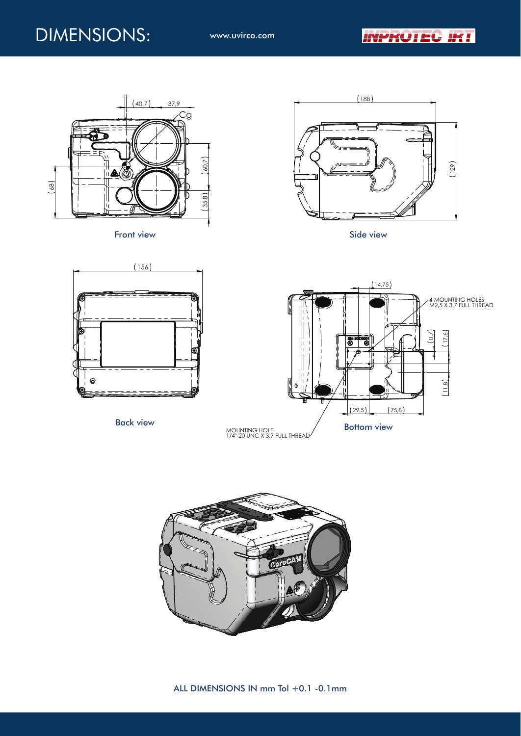# DIMENSIONS:

www.uvirco.com

(40,7) 37,9

Cg

(60,7)

(68)

(35,8)

Front view

(188)

(129)

Side view

(156)

Back view

(14,75)

4 MOUNTING HOLES
M2,5 X 3,7 FULL THREAD

(0,7)

(17,6)

(11,8)

(29,5) (75,8)

MOUNTING HOLE
1/4"-20 UNC X 3,7 FULL THREAD

Bottom view

ALL DIMENSIONS IN mm Tol +0.1 -0.1mm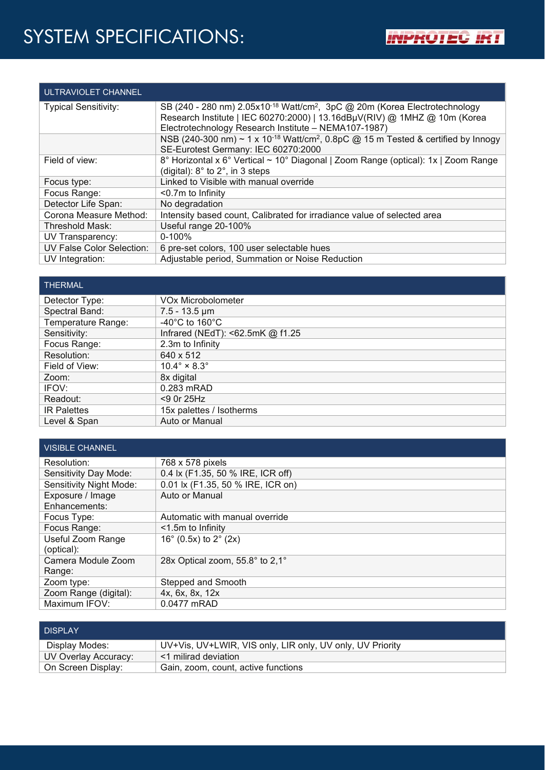# SYSTEM SPECIFICATIONS:

| ULTRAVIOLET CHANNEL | |
|---|---|
| Typical Sensitivity: | SB (240 - 280 nm) 2.05x$10^{-18}$ Watt/$cm^2$, 3pC @ 20m (Korea Electrotechnology Research Institute \| IEC 60270:2000) \| 13.16dBµV(RIV) @ 1MHZ @ 10m (Korea Electrotechnology Research Institute – NEMA107-1987) |
| | NSB (240-300 nm) ~ 1 x $10^{-18}$ Watt/$cm^2$, 0.8pC @ 15 m Tested & certified by Innogy SE-Eurotest Germany: IEC 60270:2000 |
| Field of view: | 8° Horizontal x 6° Vertical ~ 10° Diagonal \| Zoom Range (optical): 1x \| Zoom Range (digital): 8° to 2°, in 3 steps |
| Focus type: | Linked to Visible with manual override |
| Focus Range: | <0.7m to Infinity |
| Detector Life Span: | No degradation |
| Corona Measure Method: | Intensity based count, Calibrated for irradiance value of selected area |
| Threshold Mask: | Useful range 20-100% |
| UV Transparency: | 0-100% |
| UV False Color Selection: | 6 pre-set colors, 100 user selectable hues |
| UV Integration: | Adjustable period, Summation or Noise Reduction |

| THERMAL | |
|---|---|
| Detector Type: | VOx Microbolometer |
| Spectral Band: | 7.5 - 13.5 µm |
| Temperature Range: | -40°C to 160°C |
| Sensitivity: | Infrared (NEdT): <62.5mK @ f1.25 |
| Focus Range: | 2.3m to Infinity |
| Resolution: | 640 x 512 |
| Field of View: | 10.4° × 8.3° |
| Zoom: | 8x digital |
| IFOV: | 0.283 mRAD |
| Readout: | <9 0r 25Hz |
| IR Palettes | 15x palettes / Isotherms |
| Level & Span | Auto or Manual |

| VISIBLE CHANNEL | |
|---|---|
| Resolution: | 768 x 578 pixels |
| Sensitivity Day Mode: | 0.4 lx (F1.35, 50 % IRE, ICR off) |
| Sensitivity Night Mode: | 0.01 lx (F1.35, 50 % IRE, ICR on) |
| Exposure / Image Enhancements: | Auto or Manual |
| Focus Type: | Automatic with manual override |
| Focus Range: | <1.5m to Infinity |
| Useful Zoom Range (optical): | 16° (0.5x) to 2° (2x) |
| Camera Module Zoom Range: | 28x Optical zoom, 55.8° to 2,1° |
| Zoom type: | Stepped and Smooth |
| Zoom Range (digital): | 4x, 6x, 8x, 12x |
| Maximum IFOV: | 0.0477 mRAD |

| DISPLAY | |
|---|---|
| Display Modes: | UV+Vis, UV+LWIR, VIS only, LIR only, UV only, UV Priority |
| UV Overlay Accuracy: | <1 milirad deviation |
| On Screen Display: | Gain, zoom, count, active functions |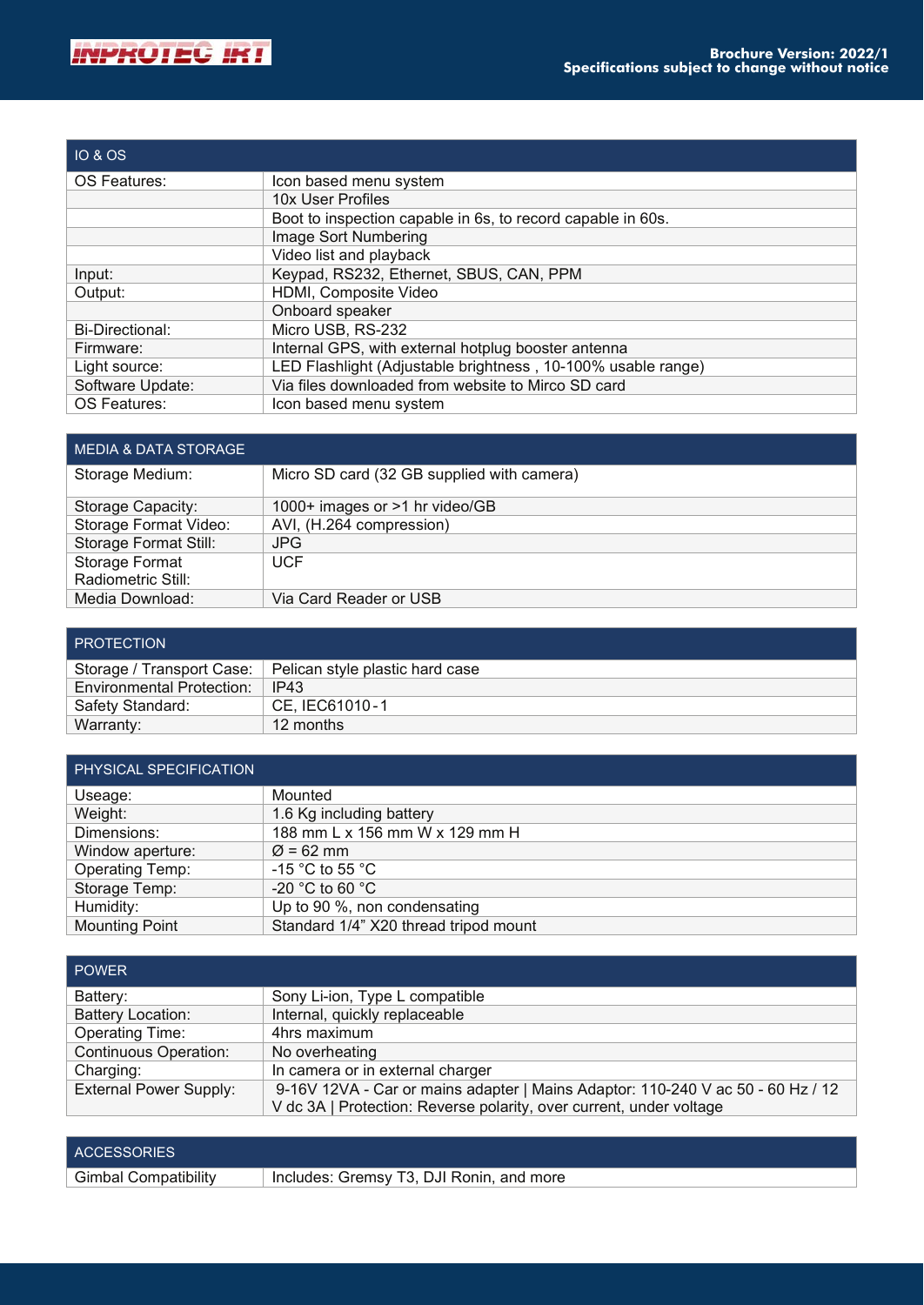| IO & OS | |
|---|---|
| OS Features: | Icon based menu system |
| | 10x User Profiles |
| | Boot to inspection capable in 6s, to record capable in 60s. |
| | Image Sort Numbering |
| | Video list and playback |
| Input: | Keypad, RS232, Ethernet, SBUS, CAN, PPM |
| Output: | HDMI, Composite Video |
| | Onboard speaker |
| Bi-Directional: | Micro USB, RS-232 |
| Firmware: | Internal GPS, with external hotplug booster antenna |
| Light source: | LED Flashlight (Adjustable brightness , 10-100% usable range) |
| Software Update: | Via files downloaded from website to Mirco SD card |
| OS Features: | Icon based menu system |

| MEDIA & DATA STORAGE | |
|---|---|
| Storage Medium: | Micro SD card (32 GB supplied with camera) |
| Storage Capacity: | 1000+ images or >1 hr video/GB |
| Storage Format Video: | AVI, (H.264 compression) |
| Storage Format Still: | JPG |
| Storage Format Radiometric Still: | UCF |
| Media Download: | Via Card Reader or USB |

| PROTECTION | |
|---|---|
| Storage / Transport Case: | Pelican style plastic hard case |
| Environmental Protection: | IP43 |
| Safety Standard: | CE, IEC61010-1 |
| Warranty: | 12 months |

| PHYSICAL SPECIFICATION | |
|---|---|
| Useage: | Mounted |
| Weight: | 1.6 Kg including battery |
| Dimensions: | 188 mm L x 156 mm W x 129 mm H |
| Window aperture: | Ø = 62 mm |
| Operating Temp: | -15 °C to 55 °C |
| Storage Temp: | -20 °C to 60 °C |
| Humidity: | Up to 90 %, non condensating |
| Mounting Point | Standard 1/4" X20 thread tripod mount |

| POWER | |
|---|---|
| Battery: | Sony Li-ion, Type L compatible |
| Battery Location: | Internal, quickly replaceable |
| Operating Time: | 4hrs maximum |
| Continuous Operation: | No overheating |
| Charging: | In camera or in external charger |
| External Power Supply: | 9-16V 12VA - Car or mains adapter \| Mains Adaptor: 110-240 V ac 50 - 60 Hz / 12 V dc 3A \| Protection: Reverse polarity, over current, under voltage |

| ACCESSORIES | |
|---|---|
| Gimbal Compatibility | Includes: Gremsy T3, DJI Ronin, and more |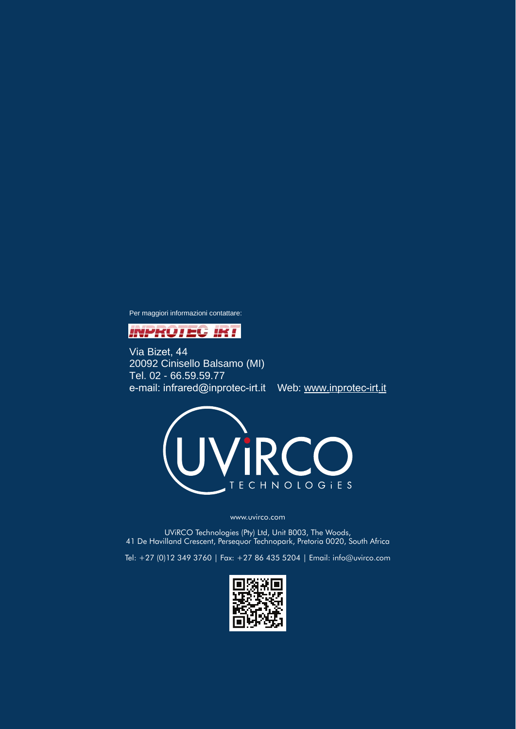Per maggiori informazioni contattare:

INPROTEC IRT

Via Bizet, 44
20092 Cinisello Balsamo (MI)
Tel. 02 - 66.59.59.77
e-mail: infrared@inprotec-irt.it  Web: www.inprotec-irt.it

UViRCO TECHNOLOGiES

www.uvirco.com

UViRCO Technologies (Pty) Ltd, Unit B003, The Woods,
41 De Havilland Crescent, Persequor Technopark, Pretoria 0020, South Africa

Tel: +27 (0)12 349 3760 | Fax: +27 86 435 5204 | Email: info@uvirco.com